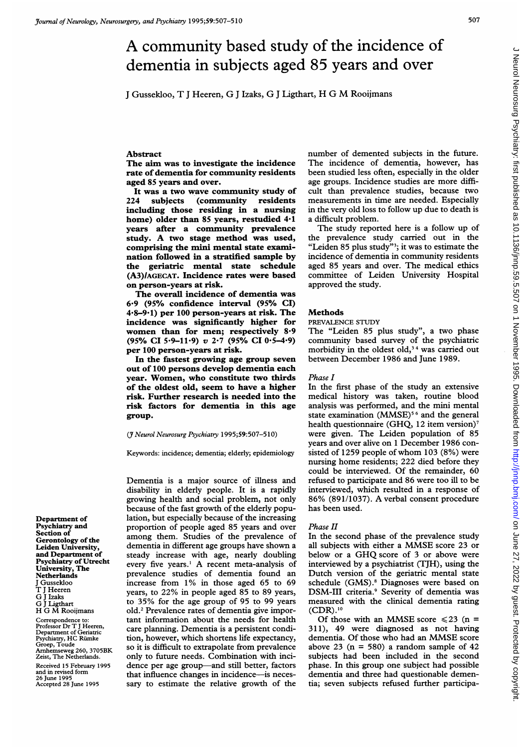# A community based study of the incidence of dementia in subjects aged 85 years and over

J Gussekloo, T J Heeren, G J Izaks, G J Ligthart, H G M Rooijmans

## Abstract

**The aim was to investigate the incidence rate of dementia for community residents aged 85 years and over.**

**It was a two wave community study of 224 subjects (community residents including those residing in a nursing home) older than 85 years, restudied 4·1 years after a community prevalence study. A two stage method was used, comprising the mini mental state examination followed in a stratified sample by the geriatric mental state schedule (A3)/AGECAT. Incidence rates were based on person-years at risk.**

**The overall incidence of dementia was 6·9 (95% confidence interval (95% CI) 4·8–9·1) per 100 person-years at risk. The incidence was significantly higher for women than for men; respectively 8·9 (95% CI 5·9–11·9) v 2·7 (95% CI 0·5–4·9) per 100 person-years at risk.**

**In the fastest growing age group seven out of 100 persons develop dementia each year. Women, who constitute two thirds of the oldest old, seem to have a higher risk. Further research is needed into the risk factors for dementia in this age group.**

(*J Neurol Neurosurg Psychiatry* 1995;59:507–510)

Keywords: incidence; dementia; elderly; epidemiology

Dementia is a major source of illness and disability in elderly people. It is a rapidly growing health and social problem, not only because of the fast growth of the elderly population, but especially because of the increasing proportion of people aged 85 years and over among them. Studies of the prevalence of dementia in different age groups have shown a steady increase with age, nearly doubling every five years.[1] A recent meta-analysis of prevalence studies of dementia found an increase from 1% in those aged 65 to 69 years, to 22% in people aged 85 to 89 years, to 35% for the age group of 95 to 99 years old.[2] Prevalence rates of dementia give important information about the needs for health care planning. Dementia is a persistent condition, however, which shortens life expectancy, so it is difficult to extrapolate from prevalence only to future needs. Combination with incidence per age group—and still better, factors that influence changes in incidence—is necessary to estimate the relative growth of the number of demented subjects in the future. The incidence of dementia, however, has been studied less often, especially in the older age groups. Incidence studies are more difficult than prevalence studies, because two measurements in time are needed. Especially in the very old loss to follow up due to death is a difficult problem.

The study reported here is a follow up of the prevalence study carried out in the "Leiden 85 plus study"[3]; it was to estimate the incidence of dementia in community residents aged 85 years and over. The medical ethics committee of Leiden University Hospital approved the study.

Department of Psychiatry and Section of Gerontology of the Leiden University, and Department of Psychiatry of Utrecht University, The Netherlands
J Gussekloo
T J Heeren
G J Izaks
G J Ligthart
H G M Rooijmans

Correspondence to: Professor Dr T J Heeren, Department of Geriatric Psychiatry, HC Rümke Groep, Toude Arnhemseweg 260, 3705BK Zeist, The Netherlands.

Received 15 February 1995 and in revised form 26 June 1995
Accepted 28 June 1995

## Methods

### PREVALENCE STUDY

The "Leiden 85 plus study", a two phase community based survey of the psychiatric morbidity in the oldest old,[3,4] was carried out between December 1986 and June 1989.

#### *Phase I*

In the first phase of the study an extensive medical history was taken, routine blood analysis was performed, and the mini mental state examination (MMSE)[5,6] and the general health questionnaire (GHQ, 12 item version)[7] were given. The Leiden population of 85 years and over alive on 1 December 1986 consisted of 1259 people of whom 103 (8%) were nursing home residents; 222 died before they could be interviewed. Of the remainder, 60 refused to participate and 86 were too ill to be interviewed, which resulted in a response of 86% (891/1037). A verbal consent procedure has been used.

#### *Phase II*

In the second phase of the prevalence study all subjects with either a MMSE score 23 or below or a GHQ score of 3 or above were interviewed by a psychiatrist (TJH), using the Dutch version of the geriatric mental state schedule (GMS).[8] Diagnoses were based on DSM-III criteria.[9] Severity of dementia was measured with the clinical dementia rating (CDR).[10]

Of those with an MMSE score $\leqslant 23$ (n = 311), 49 were diagnosed as not having dementia. Of those who had an MMSE score above 23 (n = 580) a random sample of 42 subjects had been included in the second phase. In this group one subject had possible dementia and three had questionable dementia; seven subjects refused further participa-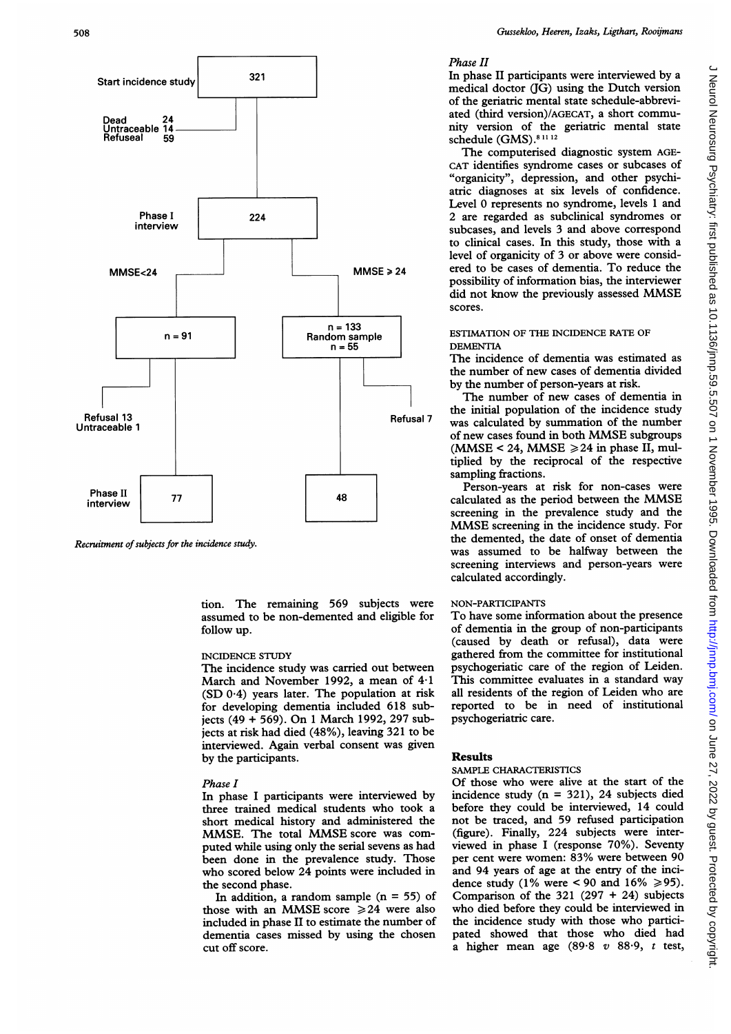Start incidence study — 321

Dead 24
Untraceable 14
Refuseal 59

Phase I interview — 224

MMSE<24 — n = 91

MMSE ≥ 24 — n = 133, Random sample n = 55

Refusal 13
Untraceable 1

Refusal 7

Phase II interview — 77 — 48

*Recruitment of subjects for the incidence study.*

tion. The remaining 569 subjects were assumed to be non-demented and eligible for follow up.

### INCIDENCE STUDY

The incidence study was carried out between March and November 1992, a mean of 4·1 (SD 0·4) years later. The population at risk for developing dementia included 618 subjects (49 + 569). On 1 March 1992, 297 subjects at risk had died (48%), leaving 321 to be interviewed. Again verbal consent was given by the participants.

#### *Phase I*

In phase I participants were interviewed by three trained medical students who took a short medical history and administered the MMSE. The total MMSE score was computed while using only the serial sevens as had been done in the prevalence study. Those who scored below 24 points were included in the second phase.

In addition, a random sample (n = 55) of those with an MMSE score ≥24 were also included in phase II to estimate the number of dementia cases missed by using the chosen cut off score.

#### *Phase II*

In phase II participants were interviewed by a medical doctor (JG) using the Dutch version of the geriatric mental state schedule-abbreviated (third version)/AGECAT, a short community version of the geriatric mental state schedule (GMS).[8 11 12]

The computerised diagnostic system AGECAT identifies syndrome cases or subcases of "organicity", depression, and other psychiatric diagnoses at six levels of confidence. Level 0 represents no syndrome, levels 1 and 2 are regarded as subclinical syndromes or subcases, and levels 3 and above correspond to clinical cases. In this study, those with a level of organicity of 3 or above were considered to be cases of dementia. To reduce the possibility of information bias, the interviewer did not know the previously assessed MMSE scores.

### ESTIMATION OF THE INCIDENCE RATE OF DEMENTIA

The incidence of dementia was estimated as the number of new cases of dementia divided by the number of person-years at risk.

The number of new cases of dementia in the initial population of the incidence study was calculated by summation of the number of new cases found in both MMSE subgroups (MMSE < 24, MMSE ≥24 in phase II, multiplied by the reciprocal of the respective sampling fractions.

Person-years at risk for non-cases were calculated as the period between the MMSE screening in the prevalence study and the MMSE screening in the incidence study. For the demented, the date of onset of dementia was assumed to be halfway between the screening interviews and person-years were calculated accordingly.

### NON-PARTICIPANTS

To have some information about the presence of dementia in the group of non-participants (caused by death or refusal), data were gathered from the committee for institutional psychogeriatic care of the region of Leiden. This committee evaluates in a standard way all residents of the region of Leiden who are reported to be in need of institutional psychogeriatric care.

## Results

### SAMPLE CHARACTERISTICS

Of those who were alive at the start of the incidence study (n = 321), 24 subjects died before they could be interviewed, 14 could not be traced, and 59 refused participation (figure). Finally, 224 subjects were interviewed in phase I (response 70%). Seventy per cent were women: 83% were between 90 and 94 years of age at the entry of the incidence study (1% were < 90 and 16% ≥95). Comparison of the 321 (297 + 24) subjects who died before they could be interviewed in the incidence study with those who participated showed that those who died had a higher mean age (89·8 *v* 88·9, *t* test,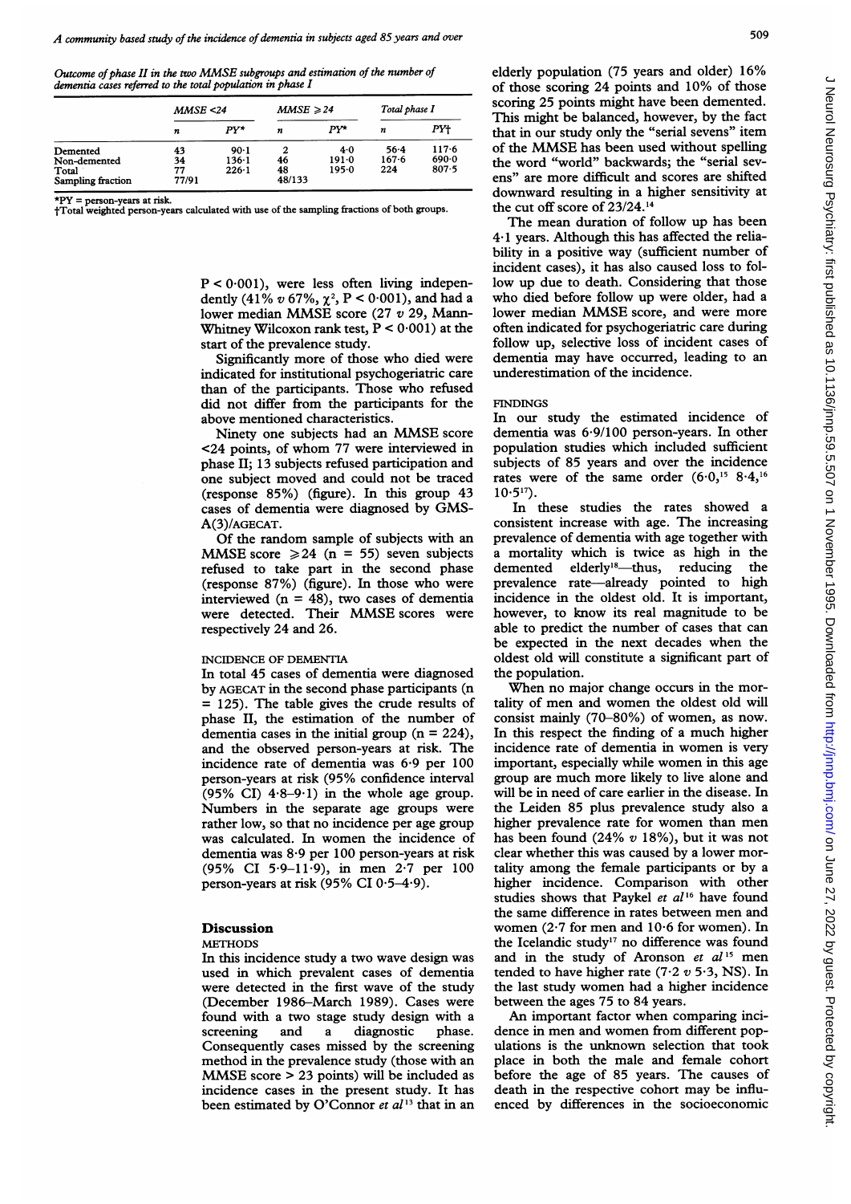*Outcome of phase II in the two MMSE subgroups and estimation of the number of dementia cases referred to the total population in phase I*

| | MMSE <24 | | MMSE ≥ 24 | | Total phase I | |
|---|---|---|---|---|---|---|
| | n | PY* | n | PY* | n | PY† |
| Demented | 43 | 90·1 | 2 | 4·0 | 56·4 | 117·6 |
| Non-demented | 34 | 136·1 | 46 | 191·0 | 167·6 | 690·0 |
| Total | 77 | 226·1 | 48 | 195·0 | 224 | 807·5 |
| Sampling fraction | 77/91 | | 48/133 | | | |

*PY = person-years at risk.
†Total weighted person-years calculated with use of the sampling fractions of both groups.

$P < 0·001$), were less often living independently (41% v 67%, $\chi^2$, $P < 0·001$), and had a lower median MMSE score (27 v 29, Mann-Whitney Wilcoxon rank test, $P < 0·001$) at the start of the prevalence study.

Significantly more of those who died were indicated for institutional psychogeriatric care than of the participants. Those who refused did not differ from the participants for the above mentioned characteristics.

Ninety one subjects had an MMSE score <24 points, of whom 77 were interviewed in phase II; 13 subjects refused participation and one subject moved and could not be traced (response 85%) (figure). In this group 43 cases of dementia were diagnosed by GMS-A(3)/AGECAT.

Of the random sample of subjects with an MMSE score ≥24 (n = 55) seven subjects refused to take part in the second phase (response 87%) (figure). In those who were interviewed (n = 48), two cases of dementia were detected. Their MMSE scores were respectively 24 and 26.

### INCIDENCE OF DEMENTIA

In total 45 cases of dementia were diagnosed by AGECAT in the second phase participants (n = 125). The table gives the crude results of phase II, the estimation of the number of dementia cases in the initial group (n = 224), and the observed person-years at risk. The incidence rate of dementia was 6·9 per 100 person-years at risk (95% confidence interval (95% CI) 4·8–9·1) in the whole age group. Numbers in the separate age groups were rather low, so that no incidence per age group was calculated. In women the incidence of dementia was 8·9 per 100 person-years at risk (95% CI 5·9–11·9), in men 2·7 per 100 person-years at risk (95% CI 0·5–4·9).

## Discussion

### METHODS

In this incidence study a two wave design was used in which prevalent cases of dementia were detected in the first wave of the study (December 1986–March 1989). Cases were found with a two stage study design with a screening and a diagnostic phase. Consequently cases missed by the screening method in the prevalence study (those with an MMSE score > 23 points) will be included as incidence cases in the present study. It has been estimated by O'Connor *et al*[13] that in an elderly population (75 years and older) 16% of those scoring 24 points and 10% of those scoring 25 points might have been demented. This might be balanced, however, by the fact that in our study only the "serial sevens" item of the MMSE has been used without spelling the word "world" backwards; the "serial sevens" are more difficult and scores are shifted downward resulting in a higher sensitivity at the cut off score of 23/24.[14]

The mean duration of follow up has been 4·1 years. Although this has affected the reliability in a positive way (sufficient number of incident cases), it has also caused loss to follow up due to death. Considering that those who died before follow up were older, had a lower median MMSE score, and were more often indicated for psychogeriatric care during follow up, selective loss of incident cases of dementia may have occurred, leading to an underestimation of the incidence.

### FINDINGS

In our study the estimated incidence of dementia was 6·9/100 person-years. In other population studies which included sufficient subjects of 85 years and over the incidence rates were of the same order (6·0,[15] 8·4,[16] 10·5[17]).

In these studies the rates showed a consistent increase with age. The increasing prevalence of dementia with age together with a mortality which is twice as high in the demented elderly[18]—thus, reducing the prevalence rate—already pointed to high incidence in the oldest old. It is important, however, to know its real magnitude to be able to predict the number of cases that can be expected in the next decades when the oldest old will constitute a significant part of the population.

When no major change occurs in the mortality of men and women the oldest old will consist mainly (70–80%) of women, as now. In this respect the finding of a much higher incidence rate of dementia in women is very important, especially while women in this age group are much more likely to live alone and will be in need of care earlier in the disease. In the Leiden 85 plus prevalence study also a higher prevalence rate for women than men has been found (24% v 18%), but it was not clear whether this was caused by a lower mortality among the female participants or by a higher incidence. Comparison with other studies shows that Paykel *et al*[16] have found the same difference in rates between men and women (2·7 for men and 10·6 for women). In the Icelandic study[17] no difference was found and in the study of Aronson *et al*[15] men tended to have higher rate (7·2 v 5·3, NS). In the last study women had a higher incidence between the ages 75 to 84 years.

An important factor when comparing incidence in men and women from different populations is the unknown selection that took place in both the male and female cohort before the age of 85 years. The causes of death in the respective cohort may be influenced by differences in the socioeconomic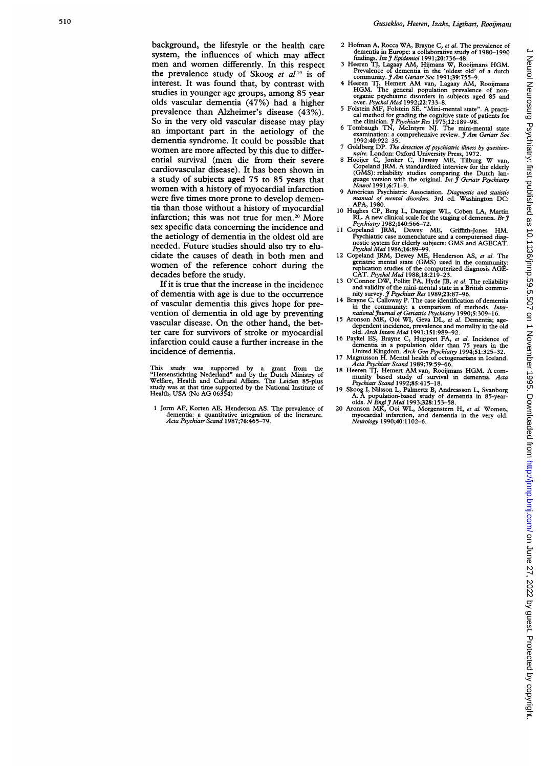background, the lifestyle or the health care system, the influences of which may affect men and women differently. In this respect the prevalence study of Skoog *et al*[19] is of interest. It was found that, by contrast with studies in younger age groups, among 85 year olds vascular dementia (47%) had a higher prevalence than Alzheimer's disease (43%). So in the very old vascular disease may play an important part in the aetiology of the dementia syndrome. It could be possible that women are more affected by this due to differential survival (men die from their severe cardiovascular disease). It has been shown in a study of subjects aged 75 to 85 years that women with a history of myocardial infarction were five times more prone to develop dementia than those without a history of myocardial infarction; this was not true for men.[20] More sex specific data concerning the incidence and the aetiology of dementia in the oldest old are needed. Future studies should also try to elucidate the causes of death in both men and women of the reference cohort during the decades before the study.

If it is true that the increase in the incidence of dementia with age is due to the occurrence of vascular dementia this gives hope for prevention of dementia in old age by preventing vascular disease. On the other hand, the better care for survivors of stroke or myocardial infarction could cause a further increase in the incidence of dementia.

This study was supported by a grant from the "Hersenstichting Nederland" and by the Dutch Ministry of Welfare, Health and Cultural Affairs. The Leiden 85-plus study was at that time supported by the National Institute of Health, USA (No AG 06354)

1 Jorm AF, Korten AE, Henderson AS. The prevalence of dementia: a quantitative integration of the literature. *Acta Psychiatr Scand* 1987;76:465–79.
2 Hofman A, Rocca WA, Brayne C, *et al*. The prevalence of dementia in Europe: a collaborative study of 1980–1990 findings. *Int J Epidemiol* 1991;20:736–48.
3 Heeren TJ, Lagaay AM, Hijmans W, Rooijmans HGM. Prevalence of dementia in the 'oldest old' of a dutch community. *J Am Geriatr Soc* 1991;39:755–9.
4 Heeren TJ, Hemert AM van, Lagaay AM, Rooijmans HGM. The general population prevalence of non-organic psychiatric disorders in subjects aged 85 and over. *Psychol Med* 1992;22:733–8.
5 Folstein MF, Folstein SE. "Mini-mental state". A practical method for grading the cognitive state of patients for the clinician. *J Psychiatr Res* 1975;12:189–98.
6 Tombaugh TN, McIntyre NJ. The mini-mental state examination: a comprehensive review. *J Am Geriatr Soc* 1992:40:922–35.
7 Goldberg DP. *The detection of psychiatric illness by questionnaire.* London: Oxford University Press, 1972.
8 Hooijer C, Jonker C, Dewey ME, Tilburg W van, Copeland JRM. A standardized interview for the elderly (GMS): reliability studies comparing the Dutch language version with the original. *Int J Geriatr Psychiatry Neurol* 1991;6:71–9.
9 American Psychiatric Association. *Diagnostic and statistic manual of mental disorders.* 3rd ed. Washington DC: APA, 1980.
10 Hughes CP, Berg L, Danziger WL, Coben LA, Martin RL. A new clinical scale for the staging of dementia. *Br J Psychiatry* 1982;140:566–72.
11 Copeland JRM, Dewey ME, Griffith-Jones HM. Psychiatric case nomenclature and a computerised diagnostic system for elderly subjects: GMS and AGECAT. *Psychol Med* 1986;16:89–99.
12 Copeland JRM, Dewey ME, Henderson AS, *et al*. The geriatric mental state (GMS) used in the community: replication studies of the computerized diagnosis AGECAT. *Psychol Med* 1988;18:219–23.
13 O'Connor DW, Pollitt PA, Hyde JB, *et al*. The reliability and validity of the mini-mental state in a British community survey. *J Psychiatr Res* 1989;23:87–96.
14 Brayne C, Calloway P. The case identification of dementia in the community: a comparison of methods. *International Journal of Geriatric Psychiatry* 1990;5:309–16.
15 Aronson MK, Ooi WI, Geva DL, *et al*. Dementia; age-dependent incidence, prevalence and mortality in the old old. *Arch Intern Med* 1991;151:989–92.
16 Paykel ES, Brayne C, Huppert FA, *et al*. Incidence of dementia in a population older than 75 years in the United Kingdom. *Arch Gen Psychiatry* 1994;51:325–32.
17 Magnusson H. Mental health of octogenarians in Iceland. *Acta Psychiatr Scand* 1989;79:59–66.
18 Heeren TJ, Hemert AM van, Rooijmans HGM. A community based study of survival in dementia. *Acta Psychiatr Scand* 1992;85:415–18.
19 Skoog I, Nilsson L, Palmertz B, Andreasson L, Svanborg A. A population-based study of dementia in 85-year-olds. *N Engl J Med* 1993;328:153–58.
20 Aronson MK, Ooi WL, Morgenstern H, *et al*. Women, myocardial infarction, and dementia in the very old. *Neurology* 1990;40:1102–6.